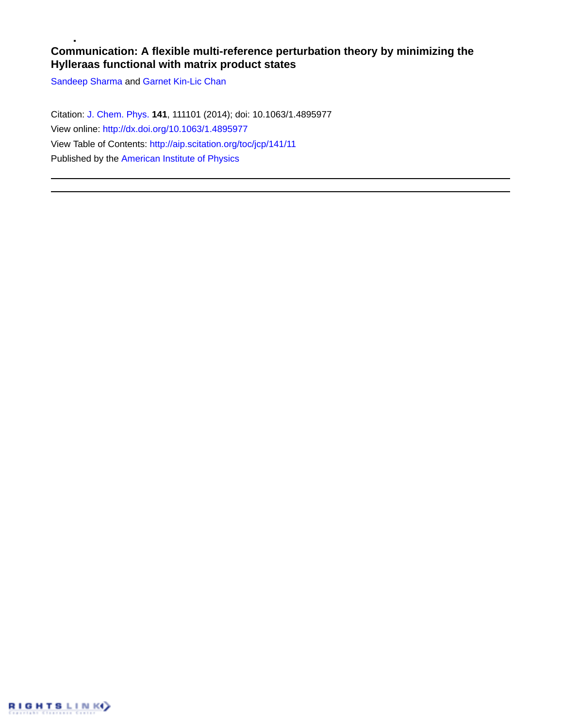# Communication: A flexible multi-reference perturbation theory by minimizing the Hylleraas functional with matrix product states

Sandeep Sharma and Garnet Kin-Lic Chan

Citation: J. Chem. Phys. **141**, 111101 (2014); doi: 10.1063/1.4895977

View online: http://dx.doi.org/10.1063/1.4895977

View Table of Contents: http://aip.scitation.org/toc/jcp/141/11

Published by the American Institute of Physics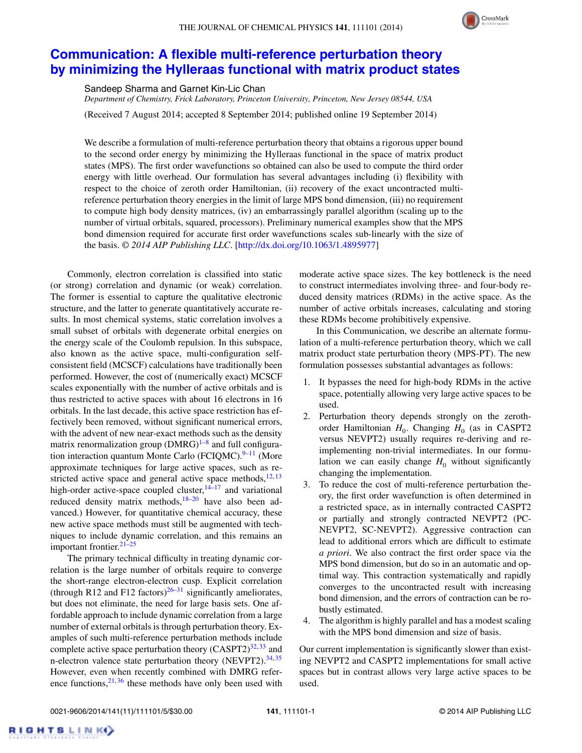# Communication: A flexible multi-reference perturbation theory by minimizing the Hylleraas functional with matrix product states

Sandeep Sharma and Garnet Kin-Lic Chan

*Department of Chemistry, Frick Laboratory, Princeton University, Princeton, New Jersey 08544, USA*

(Received 7 August 2014; accepted 8 September 2014; published online 19 September 2014)

We describe a formulation of multi-reference perturbation theory that obtains a rigorous upper bound to the second order energy by minimizing the Hylleraas functional in the space of matrix product states (MPS). The first order wavefunctions so obtained can also be used to compute the third order energy with little overhead. Our formulation has several advantages including (i) flexibility with respect to the choice of zeroth order Hamiltonian, (ii) recovery of the exact uncontracted multi-reference perturbation theory energies in the limit of large MPS bond dimension, (iii) no requirement to compute high body density matrices, (iv) an embarrassingly parallel algorithm (scaling up to the number of virtual orbitals, squared, processors). Preliminary numerical examples show that the MPS bond dimension required for accurate first order wavefunctions scales sub-linearly with the size of the basis. *© 2014 AIP Publishing LLC*. [http://dx.doi.org/10.1063/1.4895977]

Commonly, electron correlation is classified into static (or strong) correlation and dynamic (or weak) correlation. The former is essential to capture the qualitative electronic structure, and the latter to generate quantitatively accurate results. In most chemical systems, static correlation involves a small subset of orbitals with degenerate orbital energies on the energy scale of the Coulomb repulsion. In this subspace, also known as the active space, multi-configuration self-consistent field (MCSCF) calculations have traditionally been performed. However, the cost of (numerically exact) MCSCF scales exponentially with the number of active orbitals and is thus restricted to active spaces with about 16 electrons in 16 orbitals. In the last decade, this active space restriction has effectively been removed, without significant numerical errors, with the advent of new near-exact methods such as the density matrix renormalization group (DMRG)[1–8] and full configuration interaction quantum Monte Carlo (FCIQMC).[9–11] (More approximate techniques for large active spaces, such as restricted active space and general active space methods,[12,13] high-order active-space coupled cluster,[14–17] and variational reduced density matrix methods,[18–20] have also been advanced.) However, for quantitative chemical accuracy, these new active space methods must still be augmented with techniques to include dynamic correlation, and this remains an important frontier.[21–25]

The primary technical difficulty in treating dynamic correlation is the large number of orbitals require to converge the short-range electron-electron cusp. Explicit correlation (through R12 and F12 factors)[26–31] significantly ameliorates, but does not eliminate, the need for large basis sets. One affordable approach to include dynamic correlation from a large number of external orbitals is through perturbation theory. Examples of such multi-reference perturbation methods include complete active space perturbation theory (CASPT2)[32,33] and n-electron valence state perturbation theory (NEVPT2).[34,35] However, even when recently combined with DMRG reference functions,[21,36] these methods have only been used with moderate active space sizes. The key bottleneck is the need to construct intermediates involving three- and four-body reduced density matrices (RDMs) in the active space. As the number of active orbitals increases, calculating and storing these RDMs become prohibitively expensive.

In this Communication, we describe an alternate formulation of a multi-reference perturbation theory, which we call matrix product state perturbation theory (MPS-PT). The new formulation possesses substantial advantages as follows:

1. It bypasses the need for high-body RDMs in the active space, potentially allowing very large active spaces to be used.
2. Perturbation theory depends strongly on the zeroth-order Hamiltonian $H_0$. Changing $H_0$ (as in CASPT2 versus NEVPT2) usually requires re-deriving and re-implementing non-trivial intermediates. In our formulation we can easily change $H_0$ without significantly changing the implementation.
3. To reduce the cost of multi-reference perturbation theory, the first order wavefunction is often determined in a restricted space, as in internally contracted CASPT2 or partially and strongly contracted NEVPT2 (PC-NEVPT2, SC-NEVPT2). Aggressive contraction can lead to additional errors which are difficult to estimate *a priori*. We also contract the first order space via the MPS bond dimension, but do so in an automatic and optimal way. This contraction systematically and rapidly converges to the uncontracted result with increasing bond dimension, and the errors of contraction can be robustly estimated.
4. The algorithm is highly parallel and has a modest scaling with the MPS bond dimension and size of basis.

Our current implementation is significantly slower than existing NEVPT2 and CASPT2 implementations for small active spaces but in contrast allows very large active spaces to be used.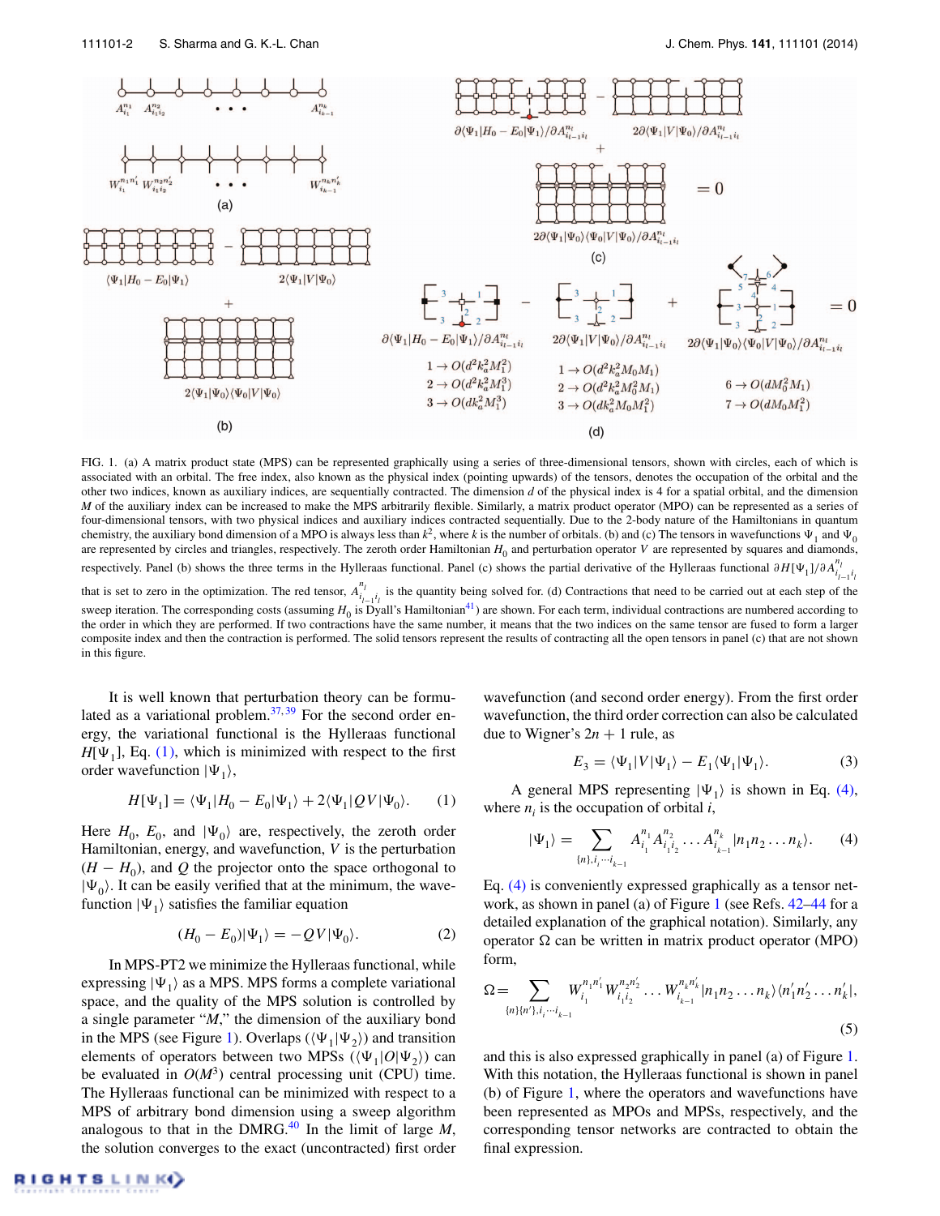FIG. 1. (a) A matrix product state (MPS) can be represented graphically using a series of three-dimensional tensors, shown with circles, each of which is associated with an orbital. The free index, also known as the physical index (pointing upwards) of the tensors, denotes the occupation of the orbital and the other two indices, known as auxiliary indices, are sequentially contracted. The dimension $d$ of the physical index is 4 for a spatial orbital, and the dimension $M$ of the auxiliary index can be increased to make the MPS arbitrarily flexible. Similarly, a matrix product operator (MPO) can be represented as a series of four-dimensional tensors, with two physical indices and auxiliary indices contracted sequentially. Due to the 2-body nature of the Hamiltonians in quantum chemistry, the auxiliary bond dimension of a MPO is always less than $k^2$, where $k$ is the number of orbitals. (b) and (c) The tensors in wavefunctions $\Psi_1$ and $\Psi_0$ are represented by circles and triangles, respectively. The zeroth order Hamiltonian $H_0$ and perturbation operator $V$ are represented by squares and diamonds, respectively. Panel (b) shows the three terms in the Hylleraas functional. Panel (c) shows the partial derivative of the Hylleraas functional $\partial H[\Psi_1]/\partial A^{n_l}_{i_{l-1}i_l}$ that is set to zero in the optimization. The red tensor, $A^{n_l}_{i_{l-1}i_l}$ is the quantity being solved for. (d) Contractions that need to be carried out at each step of the sweep iteration. The corresponding costs (assuming $H_0$ is Dyall's Hamiltonian[41]) are shown. For each term, individual contractions are numbered according to the order in which they are performed. If two contractions have the same number, it means that the two indices on the same tensor are fused to form a larger composite index and then the contraction is performed. The solid tensors represent the results of contracting all the open tensors in panel (c) that are not shown in this figure.

It is well known that perturbation theory can be formulated as a variational problem.[37,39] For the second order energy, the variational functional is the Hylleraas functional $H[\Psi_1]$, Eq. (1), which is minimized with respect to the first order wavefunction $|\Psi_1\rangle$,

$$H[\Psi_1] = \langle\Psi_1|H_0 - E_0|\Psi_1\rangle + 2\langle\Psi_1|QV|\Psi_0\rangle. \tag{1}$$

Here $H_0$, $E_0$, and $|\Psi_0\rangle$ are, respectively, the zeroth order Hamiltonian, energy, and wavefunction, $V$ is the perturbation $(H - H_0)$, and $Q$ the projector onto the space orthogonal to $|\Psi_0\rangle$. It can be easily verified that at the minimum, the wavefunction $|\Psi_1\rangle$ satisfies the familiar equation

$$(H_0 - E_0)|\Psi_1\rangle = -QV|\Psi_0\rangle. \tag{2}$$

In MPS-PT2 we minimize the Hylleraas functional, while expressing $|\Psi_1\rangle$ as a MPS. MPS forms a complete variational space, and the quality of the MPS solution is controlled by a single parameter "$M$," the dimension of the auxiliary bond in the MPS (see Figure 1). Overlaps ($\langle\Psi_1|\Psi_2\rangle$) and transition elements of operators between two MPSs ($\langle\Psi_1|O|\Psi_2\rangle$) can be evaluated in $O(M^3)$ central processing unit (CPU) time. The Hylleraas functional can be minimized with respect to a MPS of arbitrary bond dimension using a sweep algorithm analogous to that in the DMRG.[40] In the limit of large $M$, the solution converges to the exact (uncontracted) first order wavefunction (and second order energy). From the first order wavefunction, the third order correction can also be calculated due to Wigner's $2n + 1$ rule, as

$$E_3 = \langle\Psi_1|V|\Psi_1\rangle - E_1\langle\Psi_1|\Psi_1\rangle. \tag{3}$$

A general MPS representing $|\Psi_1\rangle$ is shown in Eq. (4), where $n_i$ is the occupation of orbital $i$,

$$|\Psi_1\rangle = \sum_{\{n\},i_i\cdots i_{k-1}} A^{n_1}_{i_1}A^{n_2}_{i_1i_2}\ldots A^{n_k}_{i_{k-1}}|n_1n_2\ldots n_k\rangle. \tag{4}$$

Eq. (4) is conveniently expressed graphically as a tensor network, as shown in panel (a) of Figure 1 (see Refs. 42–44 for a detailed explanation of the graphical notation). Similarly, any operator $\Omega$ can be written in matrix product operator (MPO) form,

$$\Omega = \sum_{\{n\}\{n'\},i_i\cdots i_{k-1}} W^{n_1n_1'}_{i_1}W^{n_2n_2'}_{i_1i_2}\ldots W^{n_kn_k'}_{i_{k-1}}|n_1n_2\ldots n_k\rangle\langle n_1'n_2'\ldots n_k'|, \tag{5}$$

and this is also expressed graphically in panel (a) of Figure 1. With this notation, the Hylleraas functional is shown in panel (b) of Figure 1, where the operators and wavefunctions have been represented as MPOs and MPSs, respectively, and the corresponding tensor networks are contracted to obtain the final expression.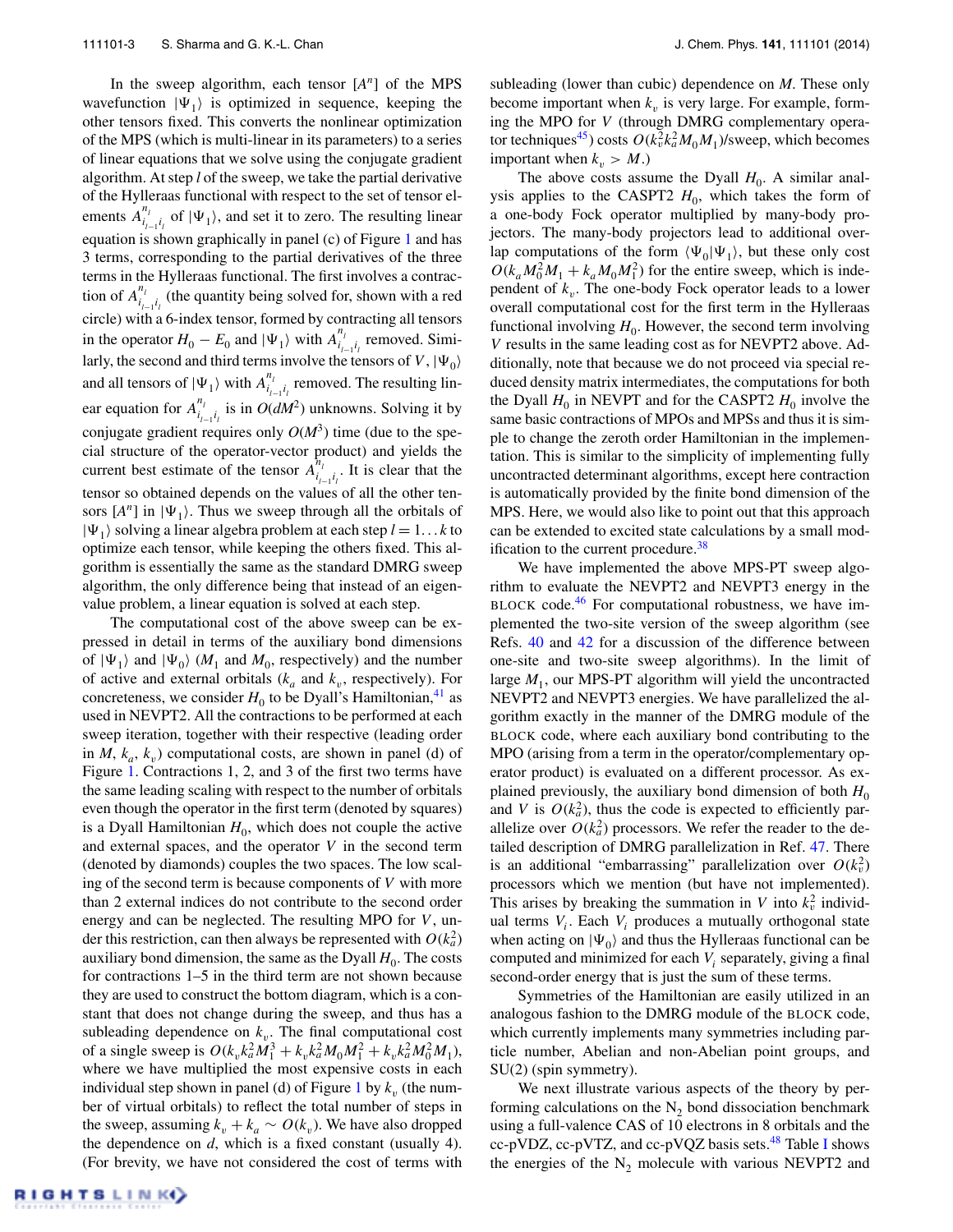In the sweep algorithm, each tensor $[A^n]$ of the MPS wavefunction $|\Psi_1\rangle$ is optimized in sequence, keeping the other tensors fixed. This converts the nonlinear optimization of the MPS (which is multi-linear in its parameters) to a series of linear equations that we solve using the conjugate gradient algorithm. At step $l$ of the sweep, we take the partial derivative of the Hylleraas functional with respect to the set of tensor elements $A^{n_l}_{i_{l-1}i_l}$ of $|\Psi_1\rangle$, and set it to zero. The resulting linear equation is shown graphically in panel (c) of Figure 1 and has 3 terms, corresponding to the partial derivatives of the three terms in the Hylleraas functional. The first involves a contraction of $A^{n_l}_{i_{l-1}i_l}$ (the quantity being solved for, shown with a red circle) with a 6-index tensor, formed by contracting all tensors in the operator $H_0 - E_0$ and $|\Psi_1\rangle$ with $A^{n_l}_{i_{l-1}i_l}$ removed. Similarly, the second and third terms involve the tensors of $V$, $|\Psi_0\rangle$ and all tensors of $|\Psi_1\rangle$ with $A^{n_l}_{i_{l-1}i_l}$ removed. The resulting linear equation for $A^{n_l}_{i_{l-1}i_l}$ is in $O(dM^2)$ unknowns. Solving it by conjugate gradient requires only $O(M^3)$ time (due to the special structure of the operator-vector product) and yields the current best estimate of the tensor $A^{n_l}_{i_{l-1}i_l}$. It is clear that the tensor so obtained depends on the values of all the other tensors $[A^n]$ in $|\Psi_1\rangle$. Thus we sweep through all the orbitals of $|\Psi_1\rangle$ solving a linear algebra problem at each step $l = 1 \ldots k$ to optimize each tensor, while keeping the others fixed. This algorithm is essentially the same as the standard DMRG sweep algorithm, the only difference being that instead of an eigenvalue problem, a linear equation is solved at each step.

The computational cost of the above sweep can be expressed in detail in terms of the auxiliary bond dimensions of $|\Psi_1\rangle$ and $|\Psi_0\rangle$ ($M_1$ and $M_0$, respectively) and the number of active and external orbitals ($k_a$ and $k_v$, respectively). For concreteness, we consider $H_0$ to be Dyall's Hamiltonian,[41] as used in NEVPT2. All the contractions to be performed at each sweep iteration, together with their respective (leading order in $M$, $k_a$, $k_v$) computational costs, are shown in panel (d) of Figure 1. Contractions 1, 2, and 3 of the first two terms have the same leading scaling with respect to the number of orbitals even though the operator in the first term (denoted by squares) is a Dyall Hamiltonian $H_0$, which does not couple the active and external spaces, and the operator $V$ in the second term (denoted by diamonds) couples the two spaces. The low scaling of the second term is because components of $V$ with more than 2 external indices do not contribute to the second order energy and can be neglected. The resulting MPO for $V$, under this restriction, can then always be represented with $O(k_a^2)$ auxiliary bond dimension, the same as the Dyall $H_0$. The costs for contractions 1–5 in the third term are not shown because they are used to construct the bottom diagram, which is a constant that does not change during the sweep, and thus has a subleading dependence on $k_v$. The final computational cost of a single sweep is $O(k_v k_a^2 M_1^3 + k_v k_a^2 M_0 M_1^2 + k_v k_a^2 M_0^2 M_1)$, where we have multiplied the most expensive costs in each individual step shown in panel (d) of Figure 1 by $k_v$ (the number of virtual orbitals) to reflect the total number of steps in the sweep, assuming $k_v + k_a \sim O(k_v)$. We have also dropped the dependence on $d$, which is a fixed constant (usually 4). (For brevity, we have not considered the cost of terms with subleading (lower than cubic) dependence on $M$. These only become important when $k_v$ is very large. For example, forming the MPO for $V$ (through DMRG complementary operator techniques[45]) costs $O(k_v^2 k_a^2 M_0 M_1)$/sweep, which becomes important when $k_v > M$.)

The above costs assume the Dyall $H_0$. A similar analysis applies to the CASPT2 $H_0$, which takes the form of a one-body Fock operator multiplied by many-body projectors. The many-body projectors lead to additional overlap computations of the form $\langle\Psi_0|\Psi_1\rangle$, but these only cost $O(k_a M_0^2 M_1 + k_a M_0 M_1^2)$ for the entire sweep, which is independent of $k_v$. The one-body Fock operator leads to a lower overall computational cost for the first term in the Hylleraas functional involving $H_0$. However, the second term involving $V$ results in the same leading cost as for NEVPT2 above. Additionally, note that because we do not proceed via special reduced density matrix intermediates, the computations for both the Dyall $H_0$ in NEVPT and for the CASPT2 $H_0$ involve the same basic contractions of MPOs and MPSs and thus it is simple to change the zeroth order Hamiltonian in the implementation. This is similar to the simplicity of implementing fully uncontracted determinant algorithms, except here contraction is automatically provided by the finite bond dimension of the MPS. Here, we would also like to point out that this approach can be extended to excited state calculations by a small modification to the current procedure.[38]

We have implemented the above MPS-PT sweep algorithm to evaluate the NEVPT2 and NEVPT3 energy in the BLOCK code.[46] For computational robustness, we have implemented the two-site version of the sweep algorithm (see Refs. 40 and 42 for a discussion of the difference between one-site and two-site sweep algorithms). In the limit of large $M_1$, our MPS-PT algorithm will yield the uncontracted NEVPT2 and NEVPT3 energies. We have parallelized the algorithm exactly in the manner of the DMRG module of the BLOCK code, where each auxiliary bond contributing to the MPO (arising from a term in the operator/complementary operator product) is evaluated on a different processor. As explained previously, the auxiliary bond dimension of both $H_0$ and $V$ is $O(k_a^2)$, thus the code is expected to efficiently parallelize over $O(k_a^2)$ processors. We refer the reader to the detailed description of DMRG parallelization in Ref. 47. There is an additional "embarrassing" parallelization over $O(k_v^2)$ processors which we mention (but have not implemented). This arises by breaking the summation in $V$ into $k_v^2$ individual terms $V_i$. Each $V_i$ produces a mutually orthogonal state when acting on $|\Psi_0\rangle$ and thus the Hylleraas functional can be computed and minimized for each $V_i$ separately, giving a final second-order energy that is just the sum of these terms.

Symmetries of the Hamiltonian are easily utilized in an analogous fashion to the DMRG module of the BLOCK code, which currently implements many symmetries including particle number, Abelian and non-Abelian point groups, and SU(2) (spin symmetry).

We next illustrate various aspects of the theory by performing calculations on the $N_2$ bond dissociation benchmark using a full-valence CAS of 10 electrons in 8 orbitals and the cc-pVDZ, cc-pVTZ, and cc-pVQZ basis sets.[48] Table I shows the energies of the $N_2$ molecule with various NEVPT2 and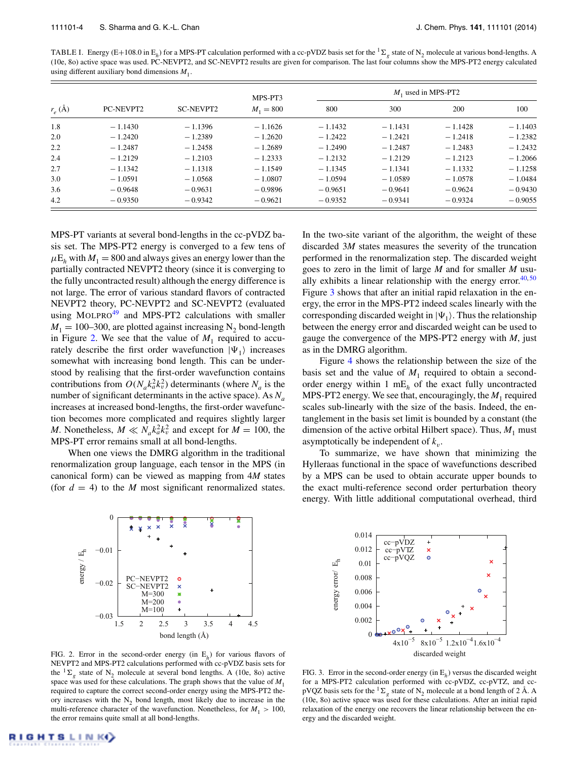TABLE I. Energy (E+108.0 in $E_h$) for a MPS-PT calculation performed with a cc-pVDZ basis set for the $^1\Sigma_g$ state of $N_2$ molecule at various bond-lengths. A (10e, 8o) active space was used. PC-NEVPT2, and SC-NEVPT2 results are given for comparison. The last four columns show the MPS-PT2 energy calculated using different auxiliary bond dimensions $M_1$.

| $r_e$ (Å) | PC-NEVPT2 | SC-NEVPT2 | MPS-PT3 $M_1 = 800$ | $M_1$ used in MPS-PT2 800 | 300 | 200 | 100 |
|---|---|---|---|---|---|---|---|
| 1.8 | − 1.1430 | − 1.1396 | − 1.1626 | − 1.1432 | − 1.1431 | − 1.1428 | − 1.1403 |
| 2.0 | − 1.2420 | − 1.2389 | − 1.2620 | − 1.2422 | − 1.2421 | − 1.2418 | − 1.2382 |
| 2.2 | − 1.2487 | − 1.2458 | − 1.2689 | − 1.2490 | − 1.2487 | − 1.2483 | − 1.2432 |
| 2.4 | − 1.2129 | − 1.2103 | − 1.2333 | − 1.2132 | − 1.2129 | − 1.2123 | − 1.2066 |
| 2.7 | − 1.1342 | − 1.1318 | − 1.1549 | − 1.1345 | − 1.1341 | − 1.1332 | − 1.1258 |
| 3.0 | − 1.0591 | − 1.0568 | − 1.0807 | − 1.0594 | − 1.0589 | − 1.0578 | − 1.0484 |
| 3.6 | − 0.9648 | − 0.9631 | − 0.9896 | − 0.9651 | − 0.9641 | − 0.9624 | − 0.9430 |
| 4.2 | − 0.9350 | − 0.9342 | − 0.9621 | − 0.9352 | − 0.9341 | − 0.9324 | − 0.9055 |

MPS-PT variants at several bond-lengths in the cc-pVDZ basis set. The MPS-PT2 energy is converged to a few tens of $\mu E_h$ with $M_1 = 800$ and always gives an energy lower than the partially contracted NEVPT2 theory (since it is converging to the fully uncontracted result) although the energy difference is not large. The error of various standard flavors of contracted NEVPT2 theory, PC-NEVPT2 and SC-NEVPT2 (evaluated using MOLPRO[49] and MPS-PT2 calculations with smaller $M_1 = 100$–$300$, are plotted against increasing $N_2$ bond-length in Figure 2. We see that the value of $M_1$ required to accurately describe the first order wavefunction $|\Psi_1\rangle$ increases somewhat with increasing bond length. This can be understood by realising that the first-order wavefunction contains contributions from $O(N_a k_a^2 k_v^2)$ determinants (where $N_a$ is the number of significant determinants in the active space). As $N_a$ increases at increased bond-lengths, the first-order wavefunction becomes more complicated and requires slightly larger $M$. Nonetheless, $M \ll N_a k_a^2 k_v^2$ and except for $M = 100$, the MPS-PT error remains small at all bond-lengths.

When one views the DMRG algorithm in the traditional renormalization group language, each tensor in the MPS (in canonical form) can be viewed as mapping from $4M$ states (for $d = 4$) to the $M$ most significant renormalized states. In the two-site variant of the algorithm, the weight of these discarded $3M$ states measures the severity of the truncation performed in the renormalization step. The discarded weight goes to zero in the limit of large $M$ and for smaller $M$ usually exhibits a linear relationship with the energy error.[40,50] Figure 3 shows that after an initial rapid relaxation in the energy, the error in the MPS-PT2 indeed scales linearly with the corresponding discarded weight in $|\Psi_1\rangle$. Thus the relationship between the energy error and discarded weight can be used to gauge the convergence of the MPS-PT2 energy with $M$, just as in the DMRG algorithm.

Figure 4 shows the relationship between the size of the basis set and the value of $M_1$ required to obtain a second-order energy within 1 $mE_h$ of the exact fully uncontracted MPS-PT2 energy. We see that, encouragingly, the $M_1$ required scales sub-linearly with the size of the basis. Indeed, the entanglement in the basis set limit is bounded by a constant (the dimension of the active orbital Hilbert space). Thus, $M_1$ must asymptotically be independent of $k_v$.

To summarize, we have shown that minimizing the Hylleraas functional in the space of wavefunctions described by a MPS can be used to obtain accurate upper bounds to the exact multi-reference second order perturbation theory energy. With little additional computational overhead, third

FIG. 2. Error in the second-order energy (in $E_h$) for various flavors of NEVPT2 and MPS-PT2 calculations performed with cc-pVDZ basis sets for the $^1\Sigma_g$ state of $N_2$ molecule at several bond lengths. A (10e, 8o) active space was used for these calculations. The graph shows that the value of $M_1$ required to capture the correct second-order energy using the MPS-PT2 theory increases with the $N_2$ bond length, most likely due to increase in the multi-reference character of the wavefunction. Nonetheless, for $M_1 > 100$, the error remains quite small at all bond-lengths.

FIG. 3. Error in the second-order energy (in $E_h$) versus the discarded weight for a MPS-PT2 calculation performed with cc-pVDZ, cc-pVTZ, and cc-pVQZ basis sets for the $^1\Sigma_g$ state of $N_2$ molecule at a bond length of 2 Å. A (10e, 8o) active space was used for these calculations. After an initial rapid relaxation of the energy one recovers the linear relationship between the energy and the discarded weight.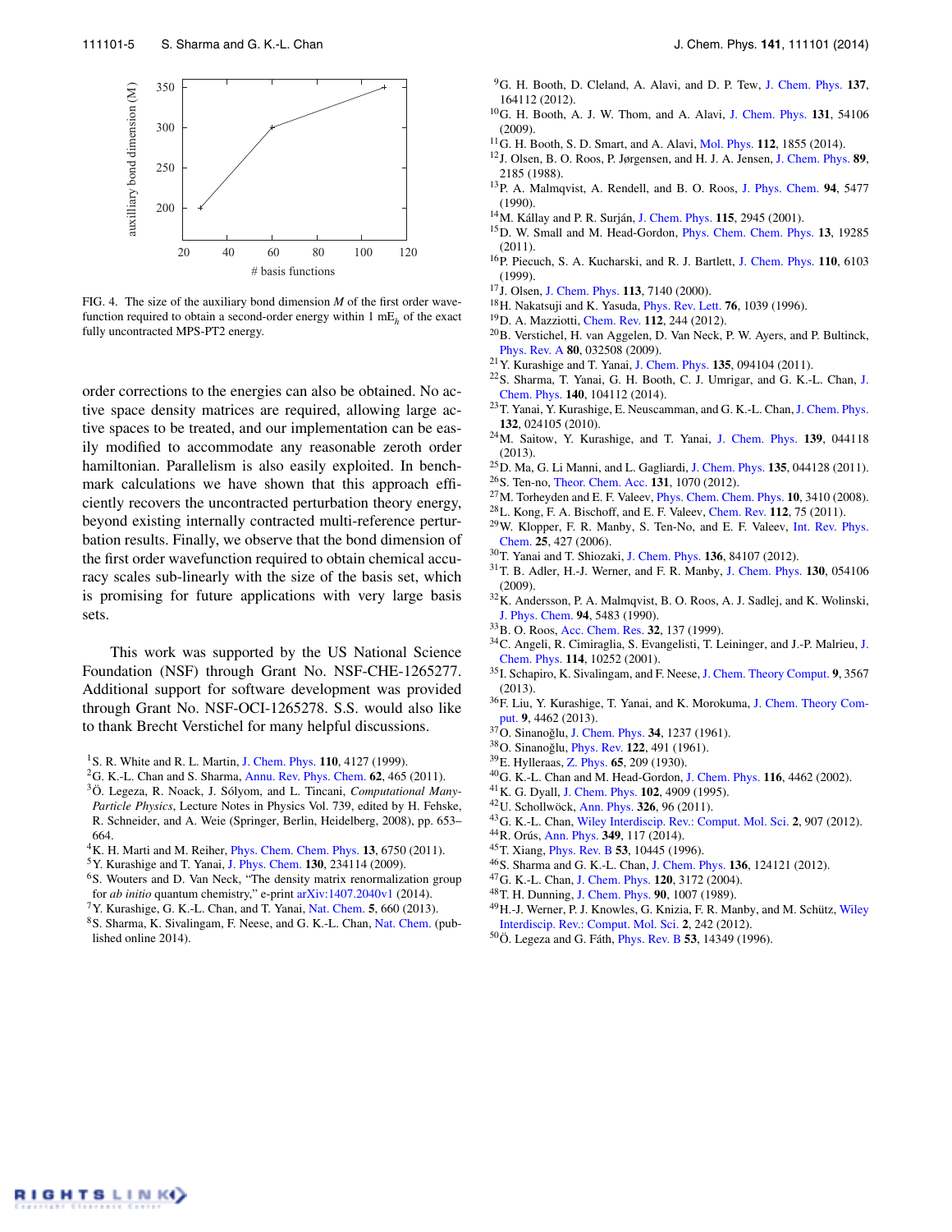auxiliary bond dimension (M)

350

300

250

200

20 40 60 80 100 120

# basis functions

FIG. 4. The size of the auxiliary bond dimension $M$ of the first order wavefunction required to obtain a second-order energy within 1 m$E_h$ of the exact fully uncontracted MPS-PT2 energy.

order corrections to the energies can also be obtained. No active space density matrices are required, allowing large active spaces to be treated, and our implementation can be easily modified to accommodate any reasonable zeroth order hamiltonian. Parallelism is also easily exploited. In benchmark calculations we have shown that this approach efficiently recovers the uncontracted perturbation theory energy, beyond existing internally contracted multi-reference perturbation results. Finally, we observe that the bond dimension of the first order wavefunction required to obtain chemical accuracy scales sub-linearly with the size of the basis set, which is promising for future applications with very large basis sets.

This work was supported by the US National Science Foundation (NSF) through Grant No. NSF-CHE-1265277. Additional support for software development was provided through Grant No. NSF-OCI-1265278. S.S. would also like to thank Brecht Verstichel for many helpful discussions.

[1] S. R. White and R. L. Martin, J. Chem. Phys. **110**, 4127 (1999).
[2] G. K.-L. Chan and S. Sharma, Annu. Rev. Phys. Chem. **62**, 465 (2011).
[3] Ö. Legeza, R. Noack, J. Sólyom, and L. Tincani, *Computational Many-Particle Physics*, Lecture Notes in Physics Vol. 739, edited by H. Fehske, R. Schneider, and A. Weie (Springer, Berlin, Heidelberg, 2008), pp. 653–664.
[4] K. H. Marti and M. Reiher, Phys. Chem. Chem. Phys. **13**, 6750 (2011).
[5] Y. Kurashige and T. Yanai, J. Phys. Chem. **130**, 234114 (2009).
[6] S. Wouters and D. Van Neck, "The density matrix renormalization group for *ab initio* quantum chemistry," e-print arXiv:1407.2040v1 (2014).
[7] Y. Kurashige, G. K.-L. Chan, and T. Yanai, Nat. Chem. **5**, 660 (2013).
[8] S. Sharma, K. Sivalingam, F. Neese, and G. K.-L. Chan, Nat. Chem. (published online 2014).
[9] G. H. Booth, D. Cleland, A. Alavi, and D. P. Tew, J. Chem. Phys. **137**, 164112 (2012).
[10] G. H. Booth, A. J. W. Thom, and A. Alavi, J. Chem. Phys. **131**, 54106 (2009).
[11] G. H. Booth, S. D. Smart, and A. Alavi, Mol. Phys. **112**, 1855 (2014).
[12] J. Olsen, B. O. Roos, P. Jørgensen, and H. J. A. Jensen, J. Chem. Phys. **89**, 2185 (1988).
[13] P. A. Malmqvist, A. Rendell, and B. O. Roos, J. Phys. Chem. **94**, 5477 (1990).
[14] M. Kállay and P. R. Surján, J. Chem. Phys. **115**, 2945 (2001).
[15] D. W. Small and M. Head-Gordon, Phys. Chem. Chem. Phys. **13**, 19285 (2011).
[16] P. Piecuch, S. A. Kucharski, and R. J. Bartlett, J. Chem. Phys. **110**, 6103 (1999).
[17] J. Olsen, J. Chem. Phys. **113**, 7140 (2000).
[18] H. Nakatsuji and K. Yasuda, Phys. Rev. Lett. **76**, 1039 (1996).
[19] D. A. Mazziotti, Chem. Rev. **112**, 244 (2012).
[20] B. Verstichel, H. van Aggelen, D. Van Neck, P. W. Ayers, and P. Bultinck, Phys. Rev. A **80**, 032508 (2009).
[21] Y. Kurashige and T. Yanai, J. Chem. Phys. **135**, 094104 (2011).
[22] S. Sharma, T. Yanai, G. H. Booth, C. J. Umrigar, and G. K.-L. Chan, J. Chem. Phys. **140**, 104112 (2014).
[23] T. Yanai, Y. Kurashige, E. Neuscamman, and G. K.-L. Chan, J. Chem. Phys. **132**, 024105 (2010).
[24] M. Saitow, Y. Kurashige, and T. Yanai, J. Chem. Phys. **139**, 044118 (2013).
[25] D. Ma, G. Li Manni, and L. Gagliardi, J. Chem. Phys. **135**, 044128 (2011).
[26] S. Ten-no, Theor. Chem. Acc. **131**, 1070 (2012).
[27] M. Torheyden and E. F. Valeev, Phys. Chem. Chem. Phys. **10**, 3410 (2008).
[28] L. Kong, F. A. Bischoff, and E. F. Valeev, Chem. Rev. **112**, 75 (2011).
[29] W. Klopper, F. R. Manby, S. Ten-No, and E. F. Valeev, Int. Rev. Phys. Chem. **25**, 427 (2006).
[30] T. Yanai and T. Shiozaki, J. Chem. Phys. **136**, 84107 (2012).
[31] T. B. Adler, H.-J. Werner, and F. R. Manby, J. Chem. Phys. **130**, 054106 (2009).
[32] K. Andersson, P. A. Malmqvist, B. O. Roos, A. J. Sadlej, and K. Wolinski, J. Phys. Chem. **94**, 5483 (1990).
[33] B. O. Roos, Acc. Chem. Res. **32**, 137 (1999).
[34] C. Angeli, R. Cimiraglia, S. Evangelisti, T. Leininger, and J.-P. Malrieu, J. Chem. Phys. **114**, 10252 (2001).
[35] I. Schapiro, K. Sivalingam, and F. Neese, J. Chem. Theory Comput. **9**, 3567 (2013).
[36] F. Liu, Y. Kurashige, T. Yanai, and K. Morokuma, J. Chem. Theory Comput. **9**, 4462 (2013).
[37] O. Sinanoğlu, J. Chem. Phys. **34**, 1237 (1961).
[38] O. Sinanoğlu, Phys. Rev. **122**, 491 (1961).
[39] E. Hylleraas, Z. Phys. **65**, 209 (1930).
[40] G. K.-L. Chan and M. Head-Gordon, J. Chem. Phys. **116**, 4462 (2002).
[41] K. G. Dyall, J. Chem. Phys. **102**, 4909 (1995).
[42] U. Schollwöck, Ann. Phys. **326**, 96 (2011).
[43] G. K.-L. Chan, Wiley Interdiscip. Rev.: Comput. Mol. Sci. **2**, 907 (2012).
[44] R. Orús, Ann. Phys. **349**, 117 (2014).
[45] T. Xiang, Phys. Rev. B **53**, 10445 (1996).
[46] S. Sharma and G. K.-L. Chan, J. Chem. Phys. **136**, 124121 (2012).
[47] G. K.-L. Chan, J. Chem. Phys. **120**, 3172 (2004).
[48] T. H. Dunning, J. Chem. Phys. **90**, 1007 (1989).
[49] H.-J. Werner, P. J. Knowles, G. Knizia, F. R. Manby, and M. Schütz, Wiley Interdiscip. Rev.: Comput. Mol. Sci. **2**, 242 (2012).
[50] Ö. Legeza and G. Fáth, Phys. Rev. B **53**, 14349 (1996).